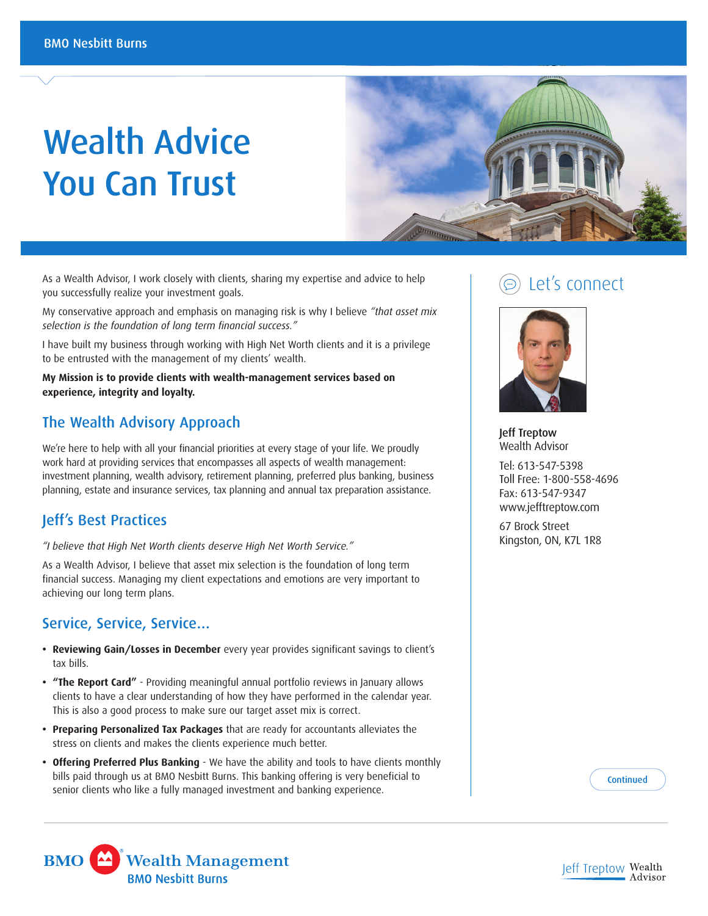BMO Nesbitt Burns

# Wealth Advice You Can Trust

As a Wealth Advisor, I work closely with clients, sharing my expertise and advice to help you successfully realize your investment goals.

My conservative approach and emphasis on managing risk is why I believe *"that asset mix selection is the foundation of long term financial success."*

I have built my business through working with High Net Worth clients and it is a privilege to be entrusted with the management of my clients' wealth.

**My Mission is to provide clients with wealth-management services based on experience, integrity and loyalty.**

## The Wealth Advisory Approach

We're here to help with all your financial priorities at every stage of your life. We proudly work hard at providing services that encompasses all aspects of wealth management: investment planning, wealth advisory, retirement planning, preferred plus banking, business planning, estate and insurance services, tax planning and annual tax preparation assistance.

## Jeff's Best Practices

*"I believe that High Net Worth clients deserve High Net Worth Service."*

As a Wealth Advisor, I believe that asset mix selection is the foundation of long term financial success. Managing my client expectations and emotions are very important to achieving our long term plans.

## Service, Service, Service...

- **Reviewing Gain/Losses in December** every year provides significant savings to client's tax bills.
- **"The Report Card"** - Providing meaningful annual portfolio reviews in January allows clients to have a clear understanding of how they have performed in the calendar year. This is also a good process to make sure our target asset mix is correct.
- **Preparing Personalized Tax Packages** that are ready for accountants alleviates the stress on clients and makes the clients experience much better.
- **Offering Preferred Plus Banking** - We have the ability and tools to have clients monthly bills paid through us at BMO Nesbitt Burns. This banking offering is very beneficial to senior clients who like a fully managed investment and banking experience.

## Let's connect

**Jeff Treptow**
Wealth Advisor

Tel: 613-547-5398
Toll Free: 1-800-558-4696
Fax: 613-547-9347
www.jefftreptow.com

67 Brock Street
Kingston, ON, K7L 1R8

Continued

BMO Wealth Management
BMO Nesbitt Burns

Jeff Treptow Wealth Advisor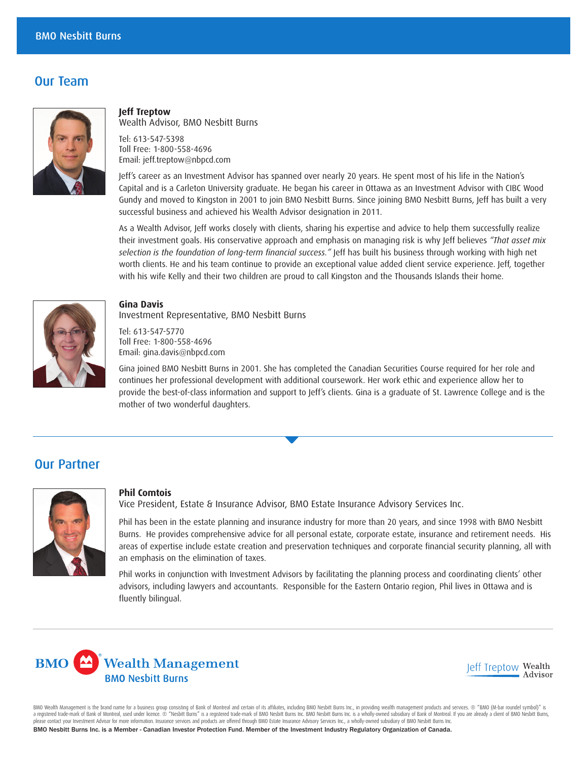BMO Nesbitt Burns

## Our Team

**Jeff Treptow**
Wealth Advisor, BMO Nesbitt Burns

Tel: 613-547-5398
Toll Free: 1-800-558-4696
Email: jeff.treptow@nbpcd.com

Jeff's career as an Investment Advisor has spanned over nearly 20 years. He spent most of his life in the Nation's Capital and is a Carleton University graduate. He began his career in Ottawa as an Investment Advisor with CIBC Wood Gundy and moved to Kingston in 2001 to join BMO Nesbitt Burns. Since joining BMO Nesbitt Burns, Jeff has built a very successful business and achieved his Wealth Advisor designation in 2011.

As a Wealth Advisor, Jeff works closely with clients, sharing his expertise and advice to help them successfully realize their investment goals. His conservative approach and emphasis on managing risk is why Jeff believes *"That asset mix selection is the foundation of long-term financial success."* Jeff has built his business through working with high net worth clients. He and his team continue to provide an exceptional value added client service experience. Jeff, together with his wife Kelly and their two children are proud to call Kingston and the Thousands Islands their home.

**Gina Davis**
Investment Representative, BMO Nesbitt Burns

Tel: 613-547-5770
Toll Free: 1-800-558-4696
Email: gina.davis@nbpcd.com

Gina joined BMO Nesbitt Burns in 2001. She has completed the Canadian Securities Course required for her role and continues her professional development with additional coursework. Her work ethic and experience allow her to provide the best-of-class information and support to Jeff's clients. Gina is a graduate of St. Lawrence College and is the mother of two wonderful daughters.

## Our Partner

**Phil Comtois**
Vice President, Estate & Insurance Advisor, BMO Estate Insurance Advisory Services Inc.

Phil has been in the estate planning and insurance industry for more than 20 years, and since 1998 with BMO Nesbitt Burns. He provides comprehensive advice for all personal estate, corporate estate, insurance and retirement needs. His areas of expertise include estate creation and preservation techniques and corporate financial security planning, all with an emphasis on the elimination of taxes.

Phil works in conjunction with Investment Advisors by facilitating the planning process and coordinating clients' other advisors, including lawyers and accountants. Responsible for the Eastern Ontario region, Phil lives in Ottawa and is fluently bilingual.

BMO Wealth Management
BMO Nesbitt Burns

Jeff Treptow Wealth Advisor

BMO Wealth Management is the brand name for a business group consisting of Bank of Montreal and certain of its affiliates, including BMO Nesbitt Burns Inc., in providing wealth management products and services. ® "BMO (M-bar roundel symbol)" is a registered trade-mark of Bank of Montreal, used under licence. ® "Nesbitt Burns" is a registered trade-mark of BMO Nesbitt Burns Inc. BMO Nesbitt Burns Inc. is a wholly-owned subsidiary of Bank of Montreal. If you are already a client of BMO Nesbitt Burns, please contact your Investment Advisor for more information. Insurance services and products are offered through BMO Estate Insurance Advisory Services Inc., a wholly-owned subsidiary of BMO Nesbitt Burns Inc.

**BMO Nesbitt Burns Inc. is a Member - Canadian Investor Protection Fund. Member of the Investment Industry Regulatory Organization of Canada.**